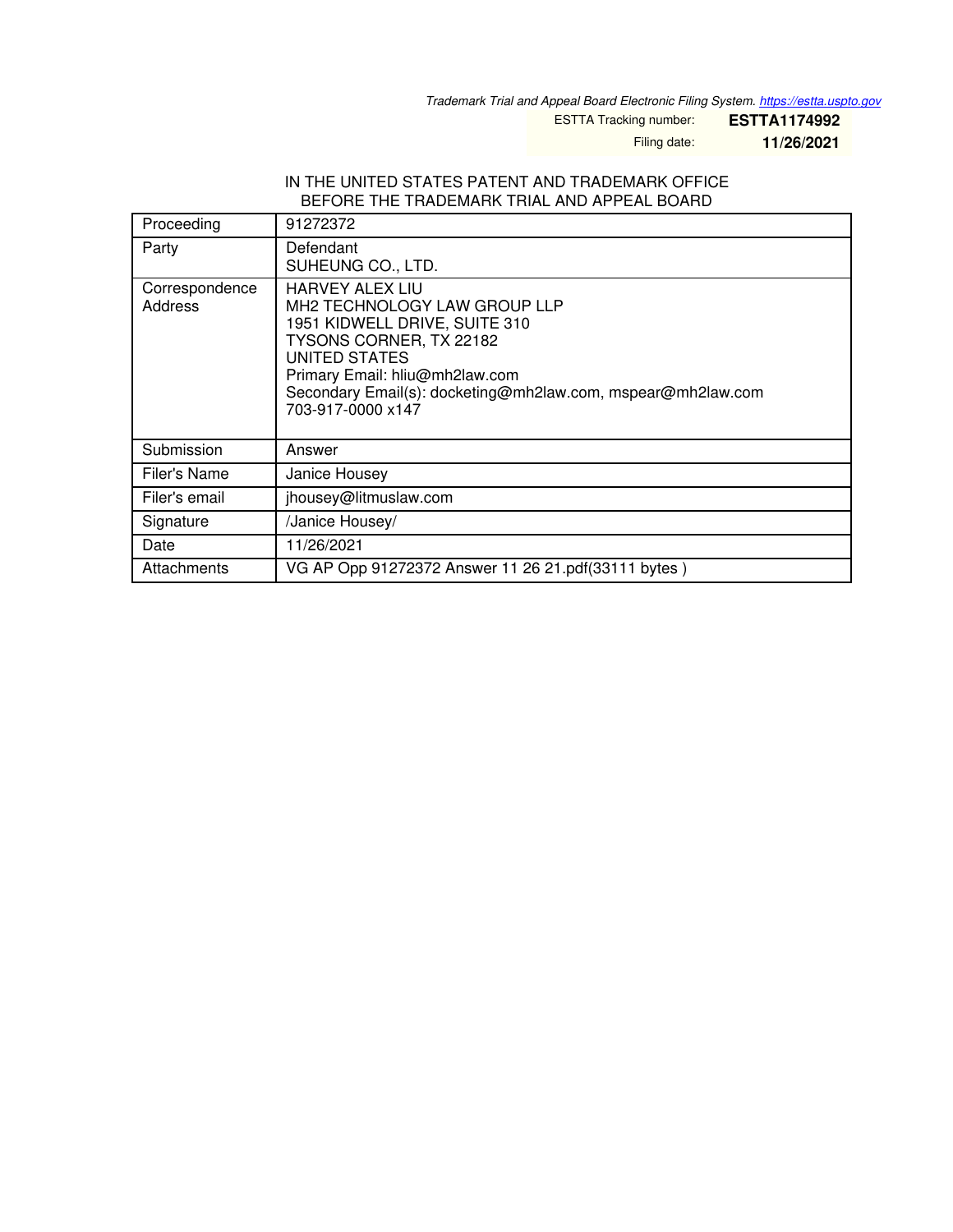*Trademark Trial and Appeal Board Electronic Filing System. https://estta.uspto.gov*

ESTTA Tracking number: **ESTTA1174992**

Filing date: **11/26/2021**

IN THE UNITED STATES PATENT AND TRADEMARK OFFICE
BEFORE THE TRADEMARK TRIAL AND APPEAL BOARD

| | |
|---|---|
| Proceeding | 91272372 |
| Party | Defendant<br>SUHEUNG CO., LTD. |
| Correspondence Address | HARVEY ALEX LIU<br>MH2 TECHNOLOGY LAW GROUP LLP<br>1951 KIDWELL DRIVE, SUITE 310<br>TYSONS CORNER, TX 22182<br>UNITED STATES<br>Primary Email: hliu@mh2law.com<br>Secondary Email(s): docketing@mh2law.com, mspear@mh2law.com<br>703-917-0000 x147 |
| Submission | Answer |
| Filer's Name | Janice Housey |
| Filer's email | jhousey@litmuslaw.com |
| Signature | /Janice Housey/ |
| Date | 11/26/2021 |
| Attachments | VG AP Opp 91272372 Answer 11 26 21.pdf(33111 bytes ) |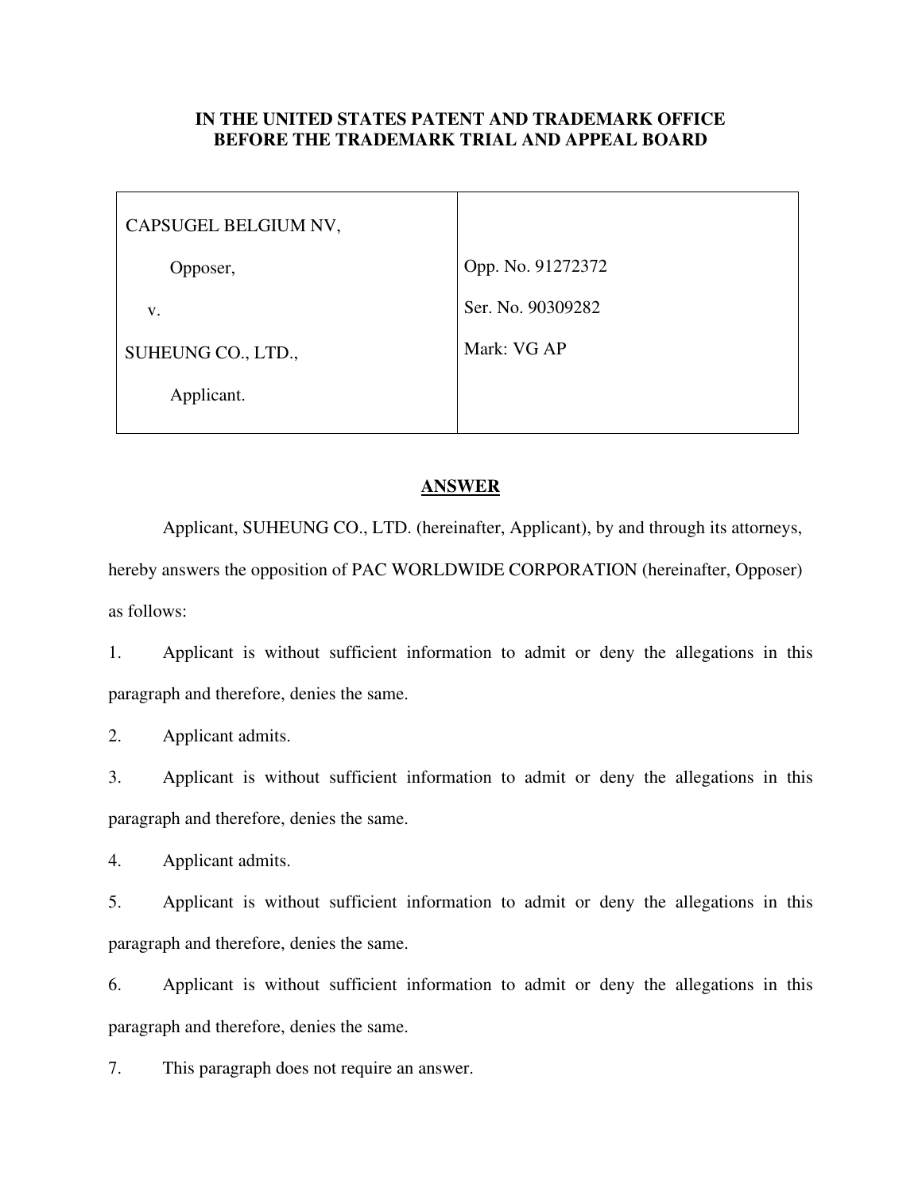**IN THE UNITED STATES PATENT AND TRADEMARK OFFICE**
**BEFORE THE TRADEMARK TRIAL AND APPEAL BOARD**

| | |
|---|---|
| CAPSUGEL BELGIUM NV, | |
| Opposer, | Opp. No. 91272372 |
| v. | Ser. No. 90309282 |
| SUHEUNG CO., LTD., | Mark: VG AP |
| Applicant. | |

## ANSWER

Applicant, SUHEUNG CO., LTD. (hereinafter, Applicant), by and through its attorneys, hereby answers the opposition of PAC WORLDWIDE CORPORATION (hereinafter, Opposer) as follows:

1. Applicant is without sufficient information to admit or deny the allegations in this paragraph and therefore, denies the same.

2. Applicant admits.

3. Applicant is without sufficient information to admit or deny the allegations in this paragraph and therefore, denies the same.

4. Applicant admits.

5. Applicant is without sufficient information to admit or deny the allegations in this paragraph and therefore, denies the same.

6. Applicant is without sufficient information to admit or deny the allegations in this paragraph and therefore, denies the same.

7. This paragraph does not require an answer.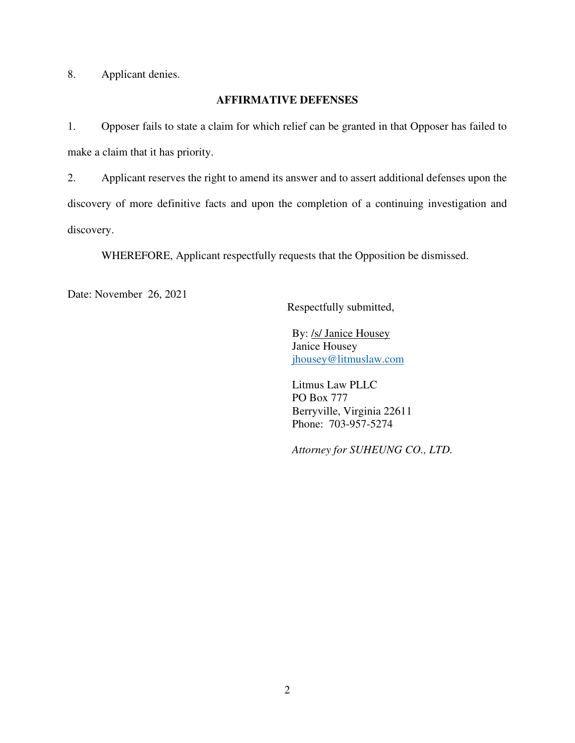8. Applicant denies.

**AFFIRMATIVE DEFENSES**

1. Opposer fails to state a claim for which relief can be granted in that Opposer has failed to make a claim that it has priority.

2. Applicant reserves the right to amend its answer and to assert additional defenses upon the discovery of more definitive facts and upon the completion of a continuing investigation and discovery.

WHEREFORE, Applicant respectfully requests that the Opposition be dismissed.

Date: November 26, 2021

Respectfully submitted,

By: /s/ Janice Housey
Janice Housey
jhousey@litmuslaw.com

Litmus Law PLLC
PO Box 777
Berryville, Virginia 22611
Phone: 703-957-5274

*Attorney for SUHEUNG CO., LTD.*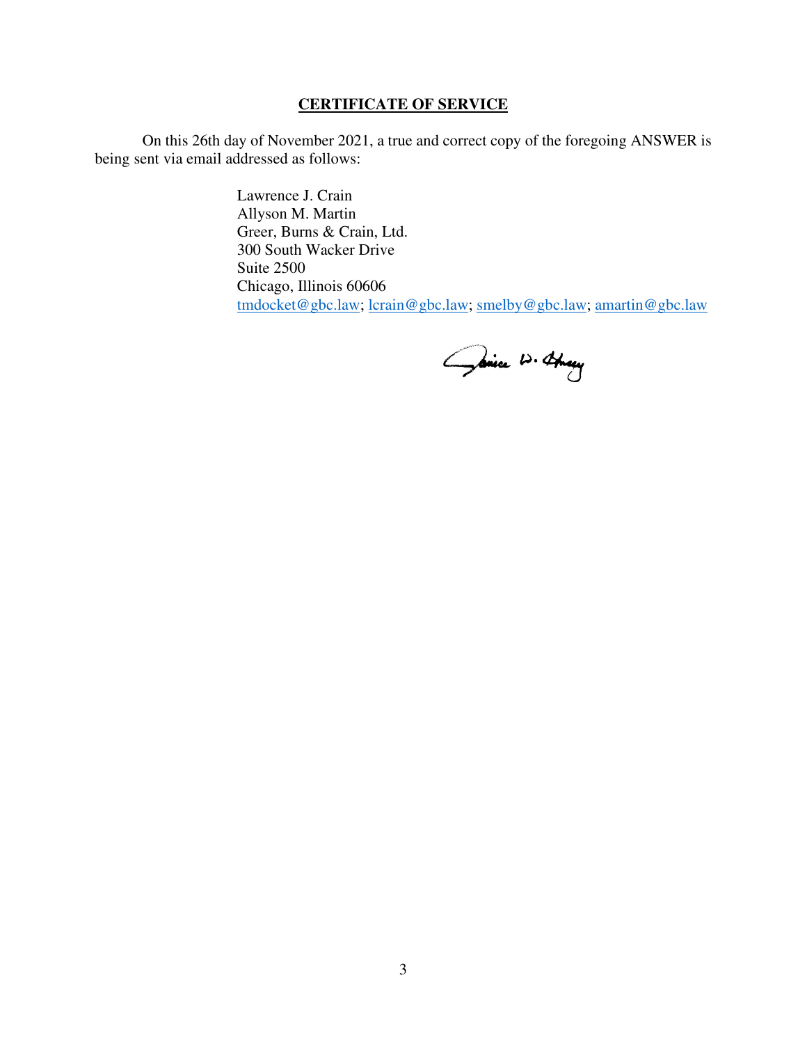**CERTIFICATE OF SERVICE**

On this 26th day of November 2021, a true and correct copy of the foregoing ANSWER is being sent via email addressed as follows:

Lawrence J. Crain
Allyson M. Martin
Greer, Burns & Crain, Ltd.
300 South Wacker Drive
Suite 2500
Chicago, Illinois 60606
tmdocket@gbc.law; lcrain@gbc.law; smelby@gbc.law; amartin@gbc.law